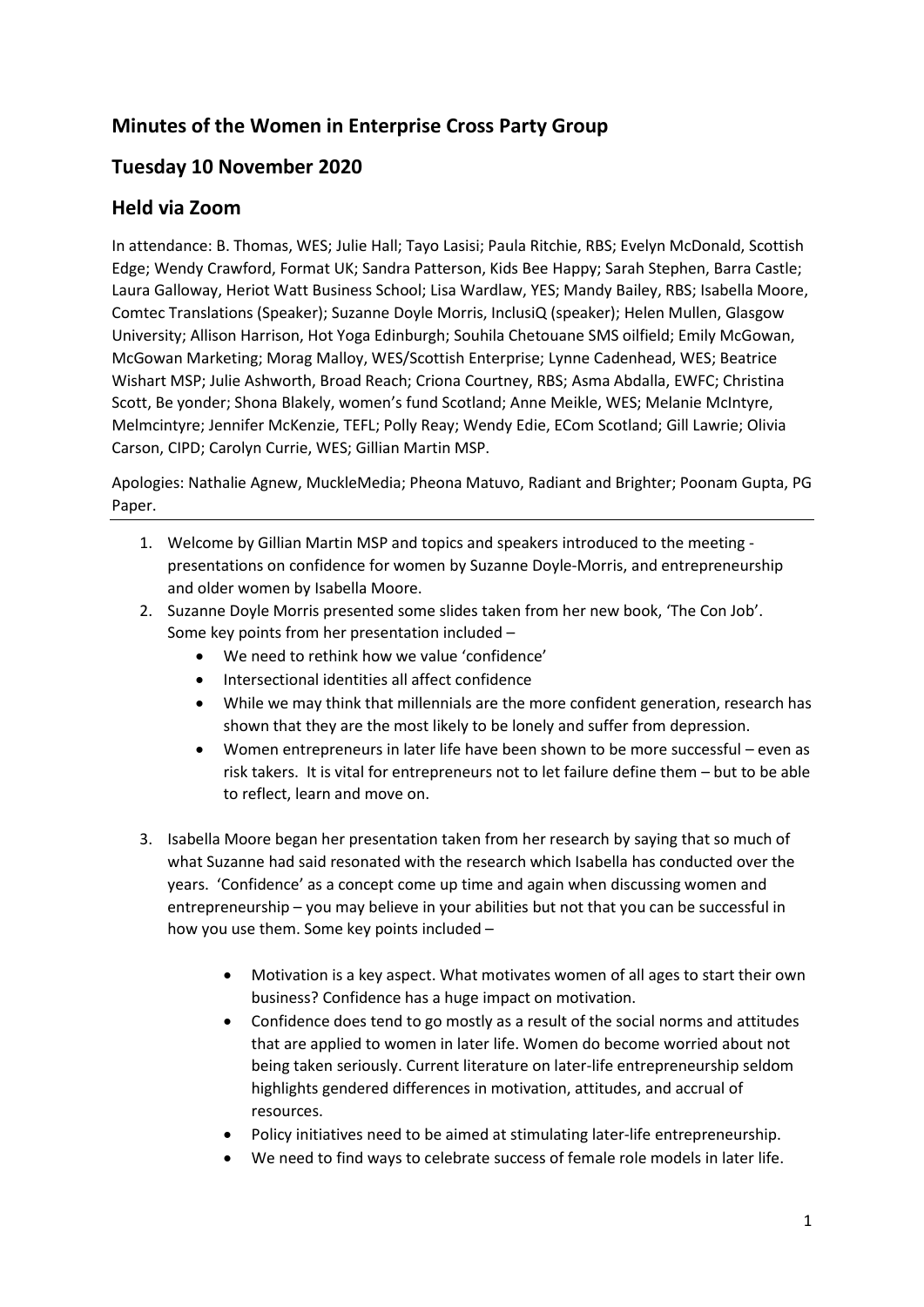## Minutes of the Women in Enterprise Cross Party Group

## Tuesday 10 November 2020

## Held via Zoom

In attendance: B. Thomas, WES; Julie Hall; Tayo Lasisi; Paula Ritchie, RBS; Evelyn McDonald, Scottish Edge; Wendy Crawford, Format UK; Sandra Patterson, Kids Bee Happy; Sarah Stephen, Barra Castle; Laura Galloway, Heriot Watt Business School; Lisa Wardlaw, YES; Mandy Bailey, RBS; Isabella Moore, Comtec Translations (Speaker); Suzanne Doyle Morris, InclusiQ (speaker); Helen Mullen, Glasgow University; Allison Harrison, Hot Yoga Edinburgh; Souhila Chetouane SMS oilfield; Emily McGowan, McGowan Marketing; Morag Malloy, WES/Scottish Enterprise; Lynne Cadenhead, WES; Beatrice Wishart MSP; Julie Ashworth, Broad Reach; Criona Courtney, RBS; Asma Abdalla, EWFC; Christina Scott, Be yonder; Shona Blakely, women's fund Scotland; Anne Meikle, WES; Melanie McIntyre, Melmcintyre; Jennifer McKenzie, TEFL; Polly Reay; Wendy Edie, ECom Scotland; Gill Lawrie; Olivia Carson, CIPD; Carolyn Currie, WES; Gillian Martin MSP.

Apologies: Nathalie Agnew, MuckleMedia; Pheona Matuvo, Radiant and Brighter; Poonam Gupta, PG Paper.

---

1. Welcome by Gillian Martin MSP and topics and speakers introduced to the meeting - presentations on confidence for women by Suzanne Doyle-Morris, and entrepreneurship and older women by Isabella Moore.
2. Suzanne Doyle Morris presented some slides taken from her new book, 'The Con Job'. Some key points from her presentation included –
   - We need to rethink how we value 'confidence'
   - Intersectional identities all affect confidence
   - While we may think that millennials are the more confident generation, research has shown that they are the most likely to be lonely and suffer from depression.
   - Women entrepreneurs in later life have been shown to be more successful – even as risk takers. It is vital for entrepreneurs not to let failure define them – but to be able to reflect, learn and move on.

3. Isabella Moore began her presentation taken from her research by saying that so much of what Suzanne had said resonated with the research which Isabella has conducted over the years. 'Confidence' as a concept come up time and again when discussing women and entrepreneurship – you may believe in your abilities but not that you can be successful in how you use them. Some key points included –

   - Motivation is a key aspect. What motivates women of all ages to start their own business? Confidence has a huge impact on motivation.
   - Confidence does tend to go mostly as a result of the social norms and attitudes that are applied to women in later life. Women do become worried about not being taken seriously. Current literature on later-life entrepreneurship seldom highlights gendered differences in motivation, attitudes, and accrual of resources.
   - Policy initiatives need to be aimed at stimulating later-life entrepreneurship.
   - We need to find ways to celebrate success of female role models in later life.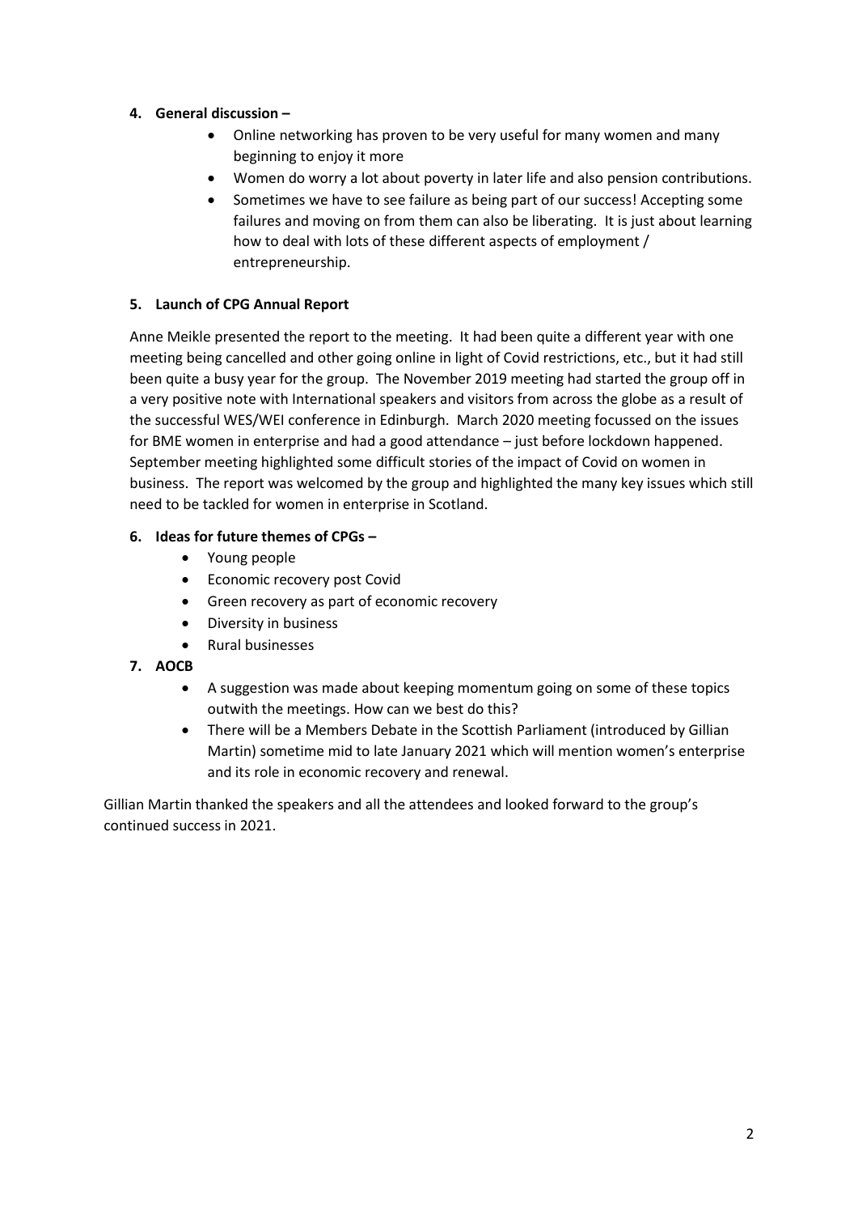4. **General discussion –**
    - Online networking has proven to be very useful for many women and many beginning to enjoy it more
    - Women do worry a lot about poverty in later life and also pension contributions.
    - Sometimes we have to see failure as being part of our success! Accepting some failures and moving on from them can also be liberating. It is just about learning how to deal with lots of these different aspects of employment / entrepreneurship.

5. **Launch of CPG Annual Report**

Anne Meikle presented the report to the meeting. It had been quite a different year with one meeting being cancelled and other going online in light of Covid restrictions, etc., but it had still been quite a busy year for the group. The November 2019 meeting had started the group off in a very positive note with International speakers and visitors from across the globe as a result of the successful WES/WEI conference in Edinburgh. March 2020 meeting focussed on the issues for BME women in enterprise and had a good attendance – just before lockdown happened. September meeting highlighted some difficult stories of the impact of Covid on women in business. The report was welcomed by the group and highlighted the many key issues which still need to be tackled for women in enterprise in Scotland.

6. **Ideas for future themes of CPGs –**
    - Young people
    - Economic recovery post Covid
    - Green recovery as part of economic recovery
    - Diversity in business
    - Rural businesses

7. **AOCB**
    - A suggestion was made about keeping momentum going on some of these topics outwith the meetings. How can we best do this?
    - There will be a Members Debate in the Scottish Parliament (introduced by Gillian Martin) sometime mid to late January 2021 which will mention women's enterprise and its role in economic recovery and renewal.

Gillian Martin thanked the speakers and all the attendees and looked forward to the group's continued success in 2021.